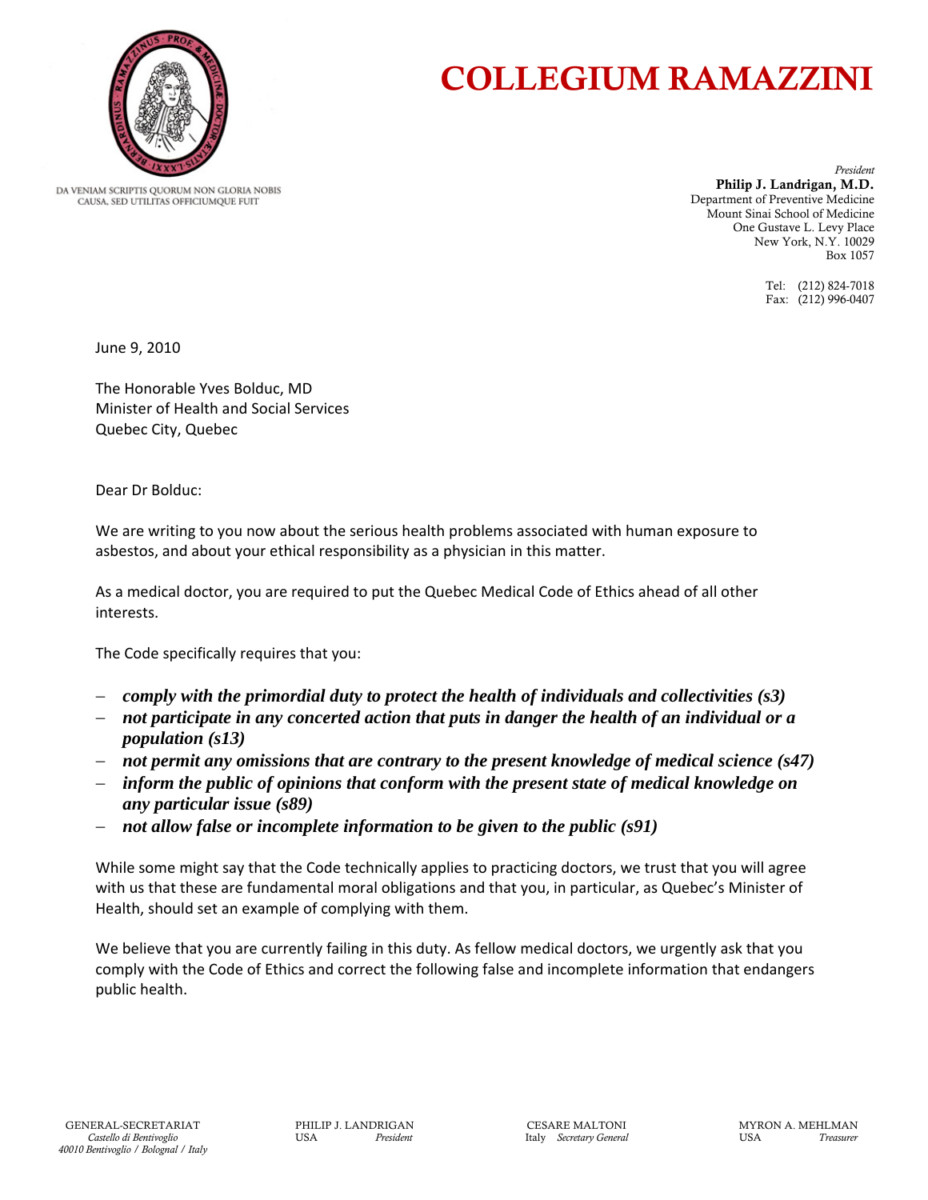# COLLEGIUM RAMAZZINI

DA VENIAM SCRIPTIS QUORUM NON GLORIA NOBIS CAUSA, SED UTILITAS OFFICIUMQUE FUIT

*President*
**Philip J. Landrigan, M.D.**
Department of Preventive Medicine
Mount Sinai School of Medicine
One Gustave L. Levy Place
New York, N.Y. 10029
Box 1057

Tel: (212) 824-7018
Fax: (212) 996-0407

June 9, 2010

The Honorable Yves Bolduc, MD
Minister of Health and Social Services
Quebec City, Quebec

Dear Dr Bolduc:

We are writing to you now about the serious health problems associated with human exposure to asbestos, and about your ethical responsibility as a physician in this matter.

As a medical doctor, you are required to put the Quebec Medical Code of Ethics ahead of all other interests.

The Code specifically requires that you:

- ***comply with the primordial duty to protect the health of individuals and collectivities (s3)***
- ***not participate in any concerted action that puts in danger the health of an individual or a population (s13)***
- ***not permit any omissions that are contrary to the present knowledge of medical science (s47)***
- ***inform the public of opinions that conform with the present state of medical knowledge on any particular issue (s89)***
- ***not allow false or incomplete information to be given to the public (s91)***

While some might say that the Code technically applies to practicing doctors, we trust that you will agree with us that these are fundamental moral obligations and that you, in particular, as Quebec's Minister of Health, should set an example of complying with them.

We believe that you are currently failing in this duty. As fellow medical doctors, we urgently ask that you comply with the Code of Ethics and correct the following false and incomplete information that endangers public health.

GENERAL-SECRETARIAT
*Castello di Bentivoglio*
*40010 Bentivoglio / Bolognal / Italy*

PHILIP J. LANDRIGAN
USA *President*

CESARE MALTONI
Italy *Secretary General*

MYRON A. MEHLMAN
USA *Treasurer*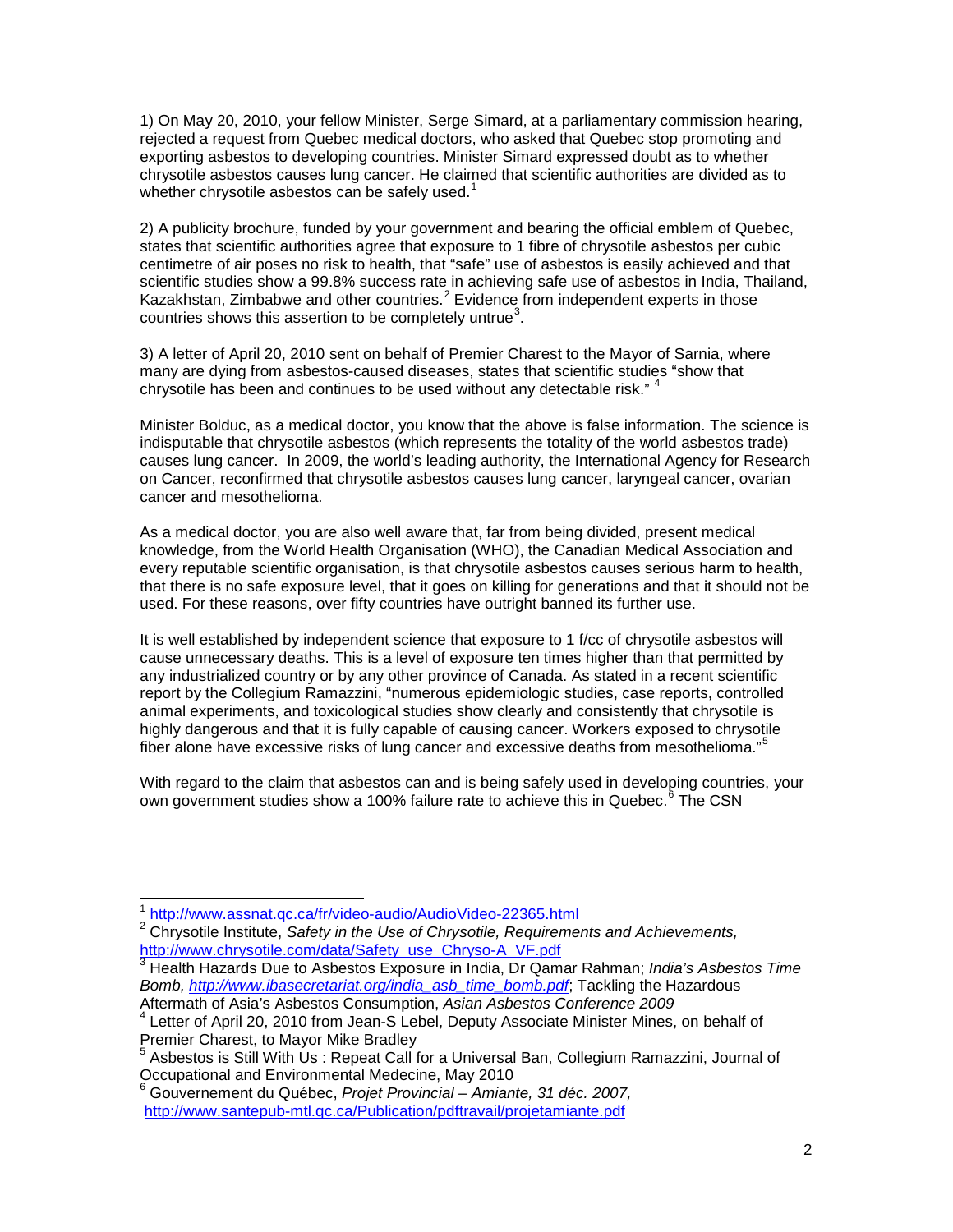1) On May 20, 2010, your fellow Minister, Serge Simard, at a parliamentary commission hearing, rejected a request from Quebec medical doctors, who asked that Quebec stop promoting and exporting asbestos to developing countries. Minister Simard expressed doubt as to whether chrysotile asbestos causes lung cancer. He claimed that scientific authorities are divided as to whether chrysotile asbestos can be safely used.[1]

2) A publicity brochure, funded by your government and bearing the official emblem of Quebec, states that scientific authorities agree that exposure to 1 fibre of chrysotile asbestos per cubic centimetre of air poses no risk to health, that "safe" use of asbestos is easily achieved and that scientific studies show a 99.8% success rate in achieving safe use of asbestos in India, Thailand, Kazakhstan, Zimbabwe and other countries.[2] Evidence from independent experts in those countries shows this assertion to be completely untrue[3].

3) A letter of April 20, 2010 sent on behalf of Premier Charest to the Mayor of Sarnia, where many are dying from asbestos-caused diseases, states that scientific studies "show that chrysotile has been and continues to be used without any detectable risk." [4]

Minister Bolduc, as a medical doctor, you know that the above is false information. The science is indisputable that chrysotile asbestos (which represents the totality of the world asbestos trade) causes lung cancer. In 2009, the world's leading authority, the International Agency for Research on Cancer, reconfirmed that chrysotile asbestos causes lung cancer, laryngeal cancer, ovarian cancer and mesothelioma.

As a medical doctor, you are also well aware that, far from being divided, present medical knowledge, from the World Health Organisation (WHO), the Canadian Medical Association and every reputable scientific organisation, is that chrysotile asbestos causes serious harm to health, that there is no safe exposure level, that it goes on killing for generations and that it should not be used. For these reasons, over fifty countries have outright banned its further use.

It is well established by independent science that exposure to 1 f/cc of chrysotile asbestos will cause unnecessary deaths. This is a level of exposure ten times higher than that permitted by any industrialized country or by any other province of Canada. As stated in a recent scientific report by the Collegium Ramazzini, "numerous epidemiologic studies, case reports, controlled animal experiments, and toxicological studies show clearly and consistently that chrysotile is highly dangerous and that it is fully capable of causing cancer. Workers exposed to chrysotile fiber alone have excessive risks of lung cancer and excessive deaths from mesothelioma."[5]

With regard to the claim that asbestos can and is being safely used in developing countries, your own government studies show a 100% failure rate to achieve this in Quebec.[6] The CSN

---

[1] http://www.assnat.qc.ca/fr/video-audio/AudioVideo-22365.html

[2] Chrysotile Institute, *Safety in the Use of Chrysotile, Requirements and Achievements,* http://www.chrysotile.com/data/Safety_use_Chryso-A_VF.pdf

[3] Health Hazards Due to Asbestos Exposure in India, Dr Qamar Rahman; *India's Asbestos Time Bomb,* *http://www.ibasecretariat.org/india_asb_time_bomb.pdf*; Tackling the Hazardous Aftermath of Asia's Asbestos Consumption, *Asian Asbestos Conference 2009*

[4] Letter of April 20, 2010 from Jean-S Lebel, Deputy Associate Minister Mines, on behalf of Premier Charest, to Mayor Mike Bradley

[5] Asbestos is Still With Us : Repeat Call for a Universal Ban, Collegium Ramazzini, Journal of Occupational and Environmental Medecine, May 2010

[6] Gouvernement du Québec, *Projet Provincial – Amiante, 31 déc. 2007,* http://www.santepub-mtl.qc.ca/Publication/pdftravail/projetamiante.pdf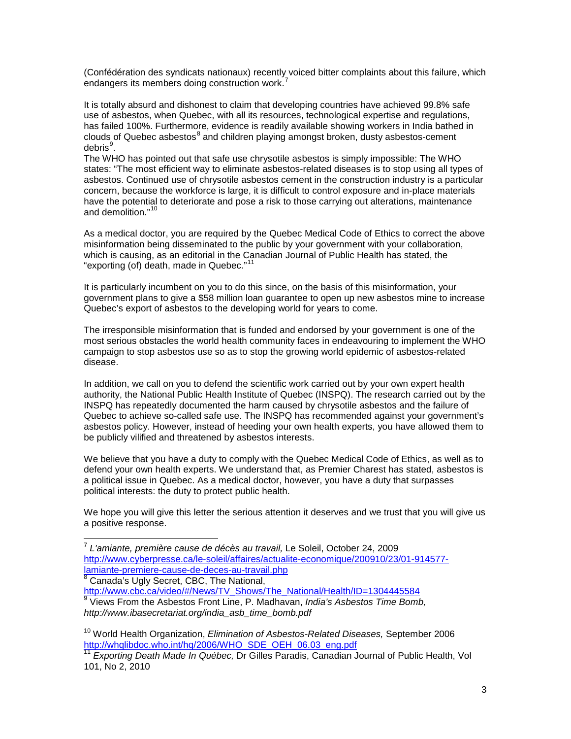(Confédération des syndicats nationaux) recently voiced bitter complaints about this failure, which endangers its members doing construction work.[7]

It is totally absurd and dishonest to claim that developing countries have achieved 99.8% safe use of asbestos, when Quebec, with all its resources, technological expertise and regulations, has failed 100%. Furthermore, evidence is readily available showing workers in India bathed in clouds of Quebec asbestos[8] and children playing amongst broken, dusty asbestos-cement debris[9].

The WHO has pointed out that safe use chrysotile asbestos is simply impossible: The WHO states: "The most efficient way to eliminate asbestos-related diseases is to stop using all types of asbestos. Continued use of chrysotile asbestos cement in the construction industry is a particular concern, because the workforce is large, it is difficult to control exposure and in-place materials have the potential to deteriorate and pose a risk to those carrying out alterations, maintenance and demolition."[10]

As a medical doctor, you are required by the Quebec Medical Code of Ethics to correct the above misinformation being disseminated to the public by your government with your collaboration, which is causing, as an editorial in the Canadian Journal of Public Health has stated, the "exporting (of) death, made in Quebec."[11]

It is particularly incumbent on you to do this since, on the basis of this misinformation, your government plans to give a $58 million loan guarantee to open up new asbestos mine to increase Quebec's export of asbestos to the developing world for years to come.

The irresponsible misinformation that is funded and endorsed by your government is one of the most serious obstacles the world health community faces in endeavouring to implement the WHO campaign to stop asbestos use so as to stop the growing world epidemic of asbestos-related disease.

In addition, we call on you to defend the scientific work carried out by your own expert health authority, the National Public Health Institute of Quebec (INSPQ). The research carried out by the INSPQ has repeatedly documented the harm caused by chrysotile asbestos and the failure of Quebec to achieve so-called safe use. The INSPQ has recommended against your government's asbestos policy. However, instead of heeding your own health experts, you have allowed them to be publicly vilified and threatened by asbestos interests.

We believe that you have a duty to comply with the Quebec Medical Code of Ethics, as well as to defend your own health experts. We understand that, as Premier Charest has stated, asbestos is a political issue in Quebec. As a medical doctor, however, you have a duty that surpasses political interests: the duty to protect public health.

We hope you will give this letter the serious attention it deserves and we trust that you will give us a positive response.

---

[7] *L'amiante, première cause de décès au travail,* Le Soleil, October 24, 2009 http://www.cyberpresse.ca/le-soleil/affaires/actualite-economique/200910/23/01-914577-lamiante-premiere-cause-de-deces-au-travail.php

[8] Canada's Ugly Secret, CBC, The National, http://www.cbc.ca/video/#/News/TV_Shows/The_National/Health/ID=1304445584

[9] Views From the Asbestos Front Line, P. Madhavan, *India's Asbestos Time Bomb, http://www.ibasecretariat.org/india_asb_time_bomb.pdf*

[10] World Health Organization, *Elimination of Asbestos-Related Diseases,* September 2006 http://whqlibdoc.who.int/hq/2006/WHO_SDE_OEH_06.03_eng.pdf

[11] *Exporting Death Made In Québec,* Dr Gilles Paradis, Canadian Journal of Public Health, Vol 101, No 2, 2010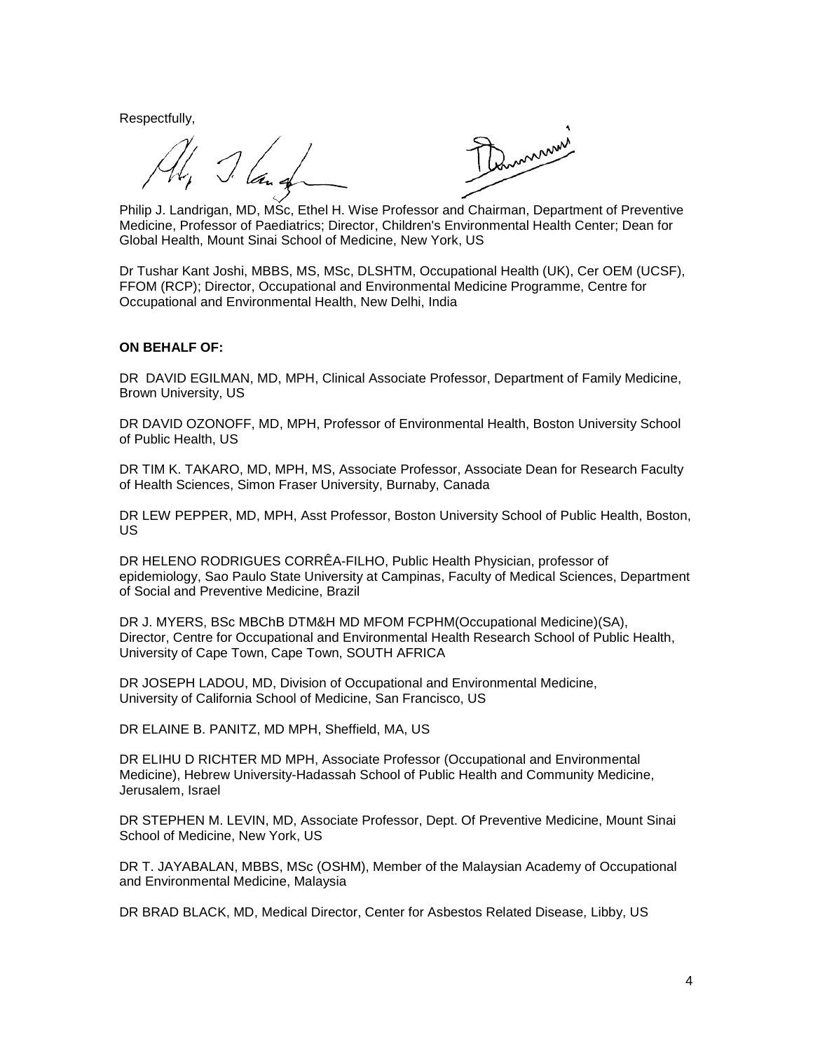Respectfully,

Philip J. Landrigan, MD, MSc, Ethel H. Wise Professor and Chairman, Department of Preventive Medicine, Professor of Paediatrics; Director, Children's Environmental Health Center; Dean for Global Health, Mount Sinai School of Medicine, New York, US

Dr Tushar Kant Joshi, MBBS, MS, MSc, DLSHTM, Occupational Health (UK), Cer OEM (UCSF), FFOM (RCP); Director, Occupational and Environmental Medicine Programme, Centre for Occupational and Environmental Health, New Delhi, India

**ON BEHALF OF:**

DR DAVID EGILMAN, MD, MPH, Clinical Associate Professor, Department of Family Medicine, Brown University, US

DR DAVID OZONOFF, MD, MPH, Professor of Environmental Health, Boston University School of Public Health, US

DR TIM K. TAKARO, MD, MPH, MS, Associate Professor, Associate Dean for Research Faculty of Health Sciences, Simon Fraser University, Burnaby, Canada

DR LEW PEPPER, MD, MPH, Asst Professor, Boston University School of Public Health, Boston, US

DR HELENO RODRIGUES CORRÊA-FILHO, Public Health Physician, professor of epidemiology, Sao Paulo State University at Campinas, Faculty of Medical Sciences, Department of Social and Preventive Medicine, Brazil

DR J. MYERS, BSc MBChB DTM&H MD MFOM FCPHM(Occupational Medicine)(SA), Director, Centre for Occupational and Environmental Health Research School of Public Health, University of Cape Town, Cape Town, SOUTH AFRICA

DR JOSEPH LADOU, MD, Division of Occupational and Environmental Medicine, University of California School of Medicine, San Francisco, US

DR ELAINE B. PANITZ, MD MPH, Sheffield, MA, US

DR ELIHU D RICHTER MD MPH, Associate Professor (Occupational and Environmental Medicine), Hebrew University-Hadassah School of Public Health and Community Medicine, Jerusalem, Israel

DR STEPHEN M. LEVIN, MD, Associate Professor, Dept. Of Preventive Medicine, Mount Sinai School of Medicine, New York, US

DR T. JAYABALAN, MBBS, MSc (OSHM), Member of the Malaysian Academy of Occupational and Environmental Medicine, Malaysia

DR BRAD BLACK, MD, Medical Director, Center for Asbestos Related Disease, Libby, US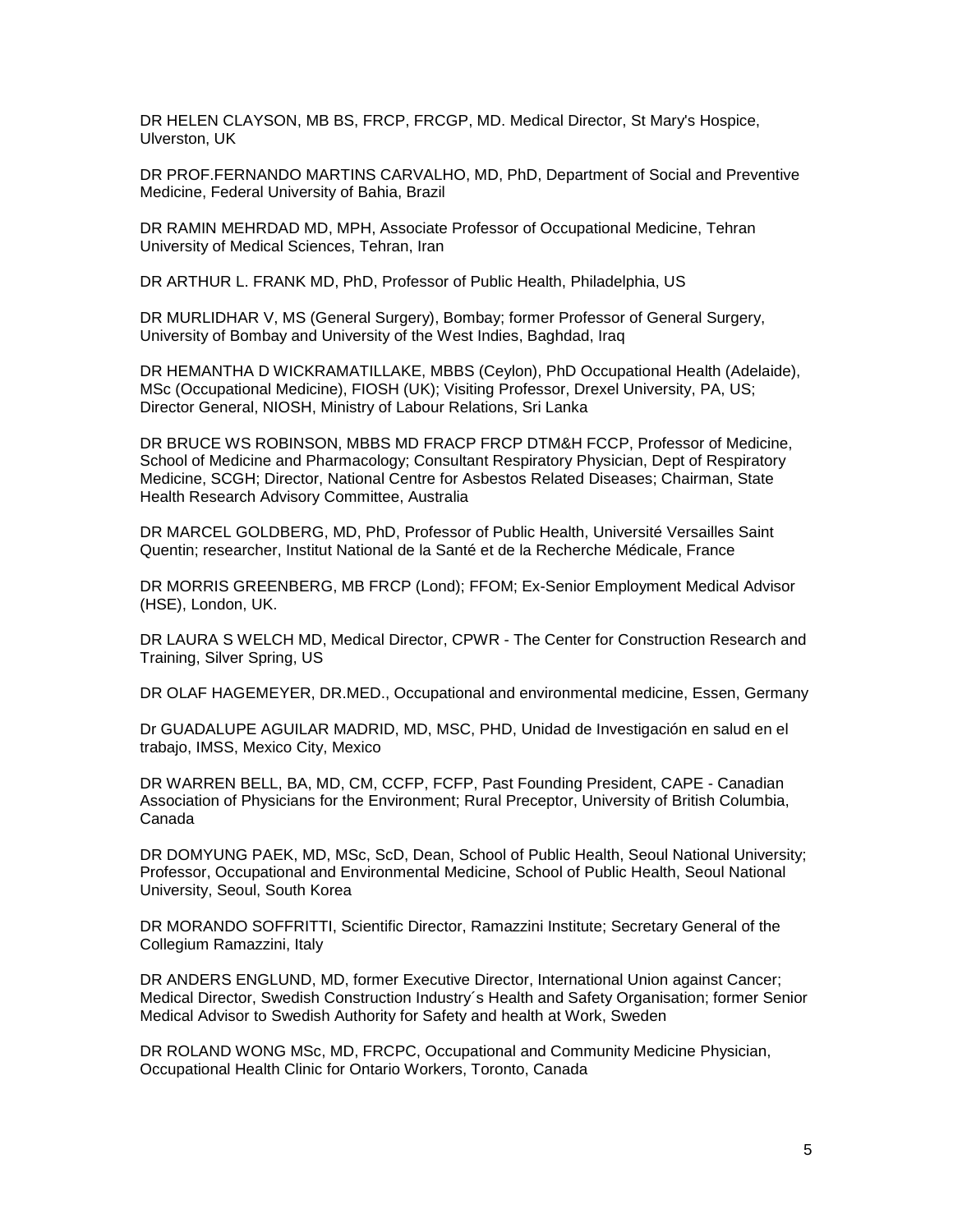DR HELEN CLAYSON, MB BS, FRCP, FRCGP, MD. Medical Director, St Mary's Hospice, Ulverston, UK

DR PROF.FERNANDO MARTINS CARVALHO, MD, PhD, Department of Social and Preventive Medicine, Federal University of Bahia, Brazil

DR RAMIN MEHRDAD MD, MPH, Associate Professor of Occupational Medicine, Tehran University of Medical Sciences, Tehran, Iran

DR ARTHUR L. FRANK MD, PhD, Professor of Public Health, Philadelphia, US

DR MURLIDHAR V, MS (General Surgery), Bombay; former Professor of General Surgery, University of Bombay and University of the West Indies, Baghdad, Iraq

DR HEMANTHA D WICKRAMATILLAKE, MBBS (Ceylon), PhD Occupational Health (Adelaide), MSc (Occupational Medicine), FIOSH (UK); Visiting Professor, Drexel University, PA, US; Director General, NIOSH, Ministry of Labour Relations, Sri Lanka

DR BRUCE WS ROBINSON, MBBS MD FRACP FRCP DTM&H FCCP, Professor of Medicine, School of Medicine and Pharmacology; Consultant Respiratory Physician, Dept of Respiratory Medicine, SCGH; Director, National Centre for Asbestos Related Diseases; Chairman, State Health Research Advisory Committee, Australia

DR MARCEL GOLDBERG, MD, PhD, Professor of Public Health, Université Versailles Saint Quentin; researcher, Institut National de la Santé et de la Recherche Médicale, France

DR MORRIS GREENBERG, MB FRCP (Lond); FFOM; Ex-Senior Employment Medical Advisor (HSE), London, UK.

DR LAURA S WELCH MD, Medical Director, CPWR - The Center for Construction Research and Training, Silver Spring, US

DR OLAF HAGEMEYER, DR.MED., Occupational and environmental medicine, Essen, Germany

Dr GUADALUPE AGUILAR MADRID, MD, MSC, PHD, Unidad de Investigación en salud en el trabajo, IMSS, Mexico City, Mexico

DR WARREN BELL, BA, MD, CM, CCFP, FCFP, Past Founding President, CAPE - Canadian Association of Physicians for the Environment; Rural Preceptor, University of British Columbia, Canada

DR DOMYUNG PAEK, MD, MSc, ScD, Dean, School of Public Health, Seoul National University; Professor, Occupational and Environmental Medicine, School of Public Health, Seoul National University, Seoul, South Korea

DR MORANDO SOFFRITTI, Scientific Director, Ramazzini Institute; Secretary General of the Collegium Ramazzini, Italy

DR ANDERS ENGLUND, MD, former Executive Director, International Union against Cancer; Medical Director, Swedish Construction Industry´s Health and Safety Organisation; former Senior Medical Advisor to Swedish Authority for Safety and health at Work, Sweden

DR ROLAND WONG MSc, MD, FRCPC, Occupational and Community Medicine Physician, Occupational Health Clinic for Ontario Workers, Toronto, Canada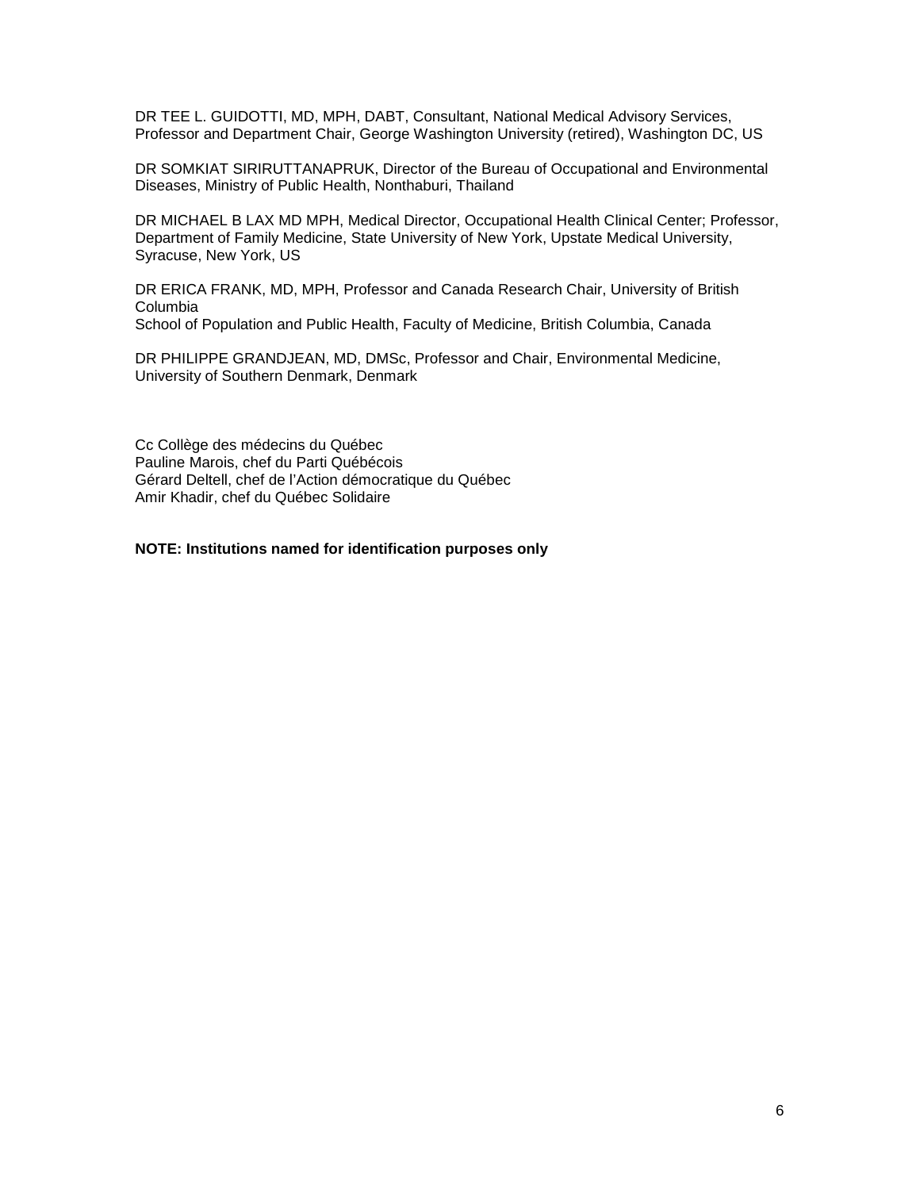DR TEE L. GUIDOTTI, MD, MPH, DABT, Consultant, National Medical Advisory Services, Professor and Department Chair, George Washington University (retired), Washington DC, US

DR SOMKIAT SIRIRUTTANAPRUK, Director of the Bureau of Occupational and Environmental Diseases, Ministry of Public Health, Nonthaburi, Thailand

DR MICHAEL B LAX MD MPH, Medical Director, Occupational Health Clinical Center; Professor, Department of Family Medicine, State University of New York, Upstate Medical University, Syracuse, New York, US

DR ERICA FRANK, MD, MPH, Professor and Canada Research Chair, University of British Columbia
School of Population and Public Health, Faculty of Medicine, British Columbia, Canada

DR PHILIPPE GRANDJEAN, MD, DMSc, Professor and Chair, Environmental Medicine, University of Southern Denmark, Denmark

Cc Collège des médecins du Québec
Pauline Marois, chef du Parti Québécois
Gérard Deltell, chef de l'Action démocratique du Québec
Amir Khadir, chef du Québec Solidaire

**NOTE: Institutions named for identification purposes only**